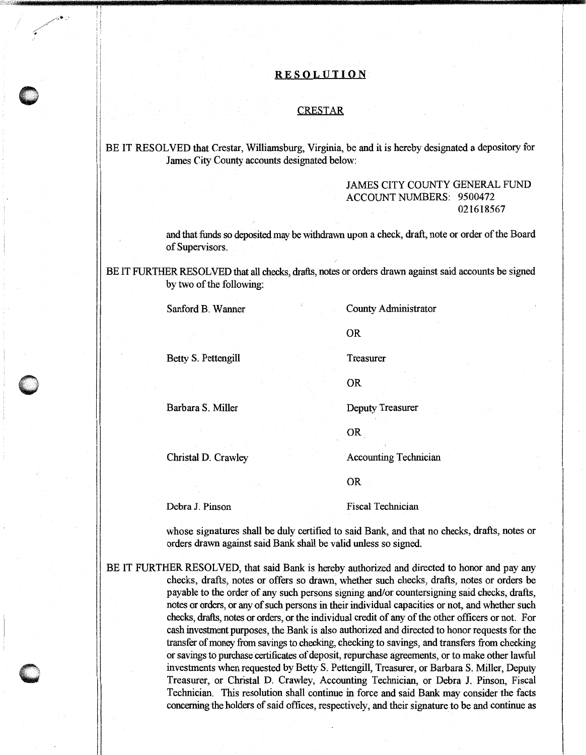# **RESOLUTION**

## CRESTAR

BE IT RESOLVED that Crestar, Williamsburg, Virginia, be and it is hereby designated a depository for James City County accounts designated below:

JAMES CITY COUNTY GENERAL FUND
ACCOUNT NUMBERS: 9500472
021618567

and that funds so deposited may be withdrawn upon a check, draft, note or order of the Board of Supervisors.

BE IT FURTHER RESOLVED that all checks, drafts, notes or orders drawn against said accounts be signed by two of the following:

| | |
|---|---|
| Sanford B. Wanner | County Administrator |
| | OR |
| Betty S. Pettengill | Treasurer |
| | OR |
| Barbara S. Miller | Deputy Treasurer |
| | OR |
| Christal D. Crawley | Accounting Technician |
| | OR |
| Debra J. Pinson | Fiscal Technician |

whose signatures shall be duly certified to said Bank, and that no checks, drafts, notes or orders drawn against said Bank shall be valid unless so signed.

BE IT FURTHER RESOLVED, that said Bank is hereby authorized and directed to honor and pay any checks, drafts, notes or offers so drawn, whether such checks, drafts, notes or orders be payable to the order of any such persons signing and/or countersigning said checks, drafts, notes or orders, or any of such persons in their individual capacities or not, and whether such checks, drafts, notes or orders, or the individual credit of any of the other officers or not. For cash investment purposes, the Bank is also authorized and directed to honor requests for the transfer of money from savings to checking, checking to savings, and transfers from checking or savings to purchase certificates of deposit, repurchase agreements, or to make other lawful investments when requested by Betty S. Pettengill, Treasurer, or Barbara S. Miller, Deputy Treasurer, or Christal D. Crawley, Accounting Technician, or Debra J. Pinson, Fiscal Technician. This resolution shall continue in force and said Bank may consider the facts concerning the holders of said offices, respectively, and their signature to be and continue as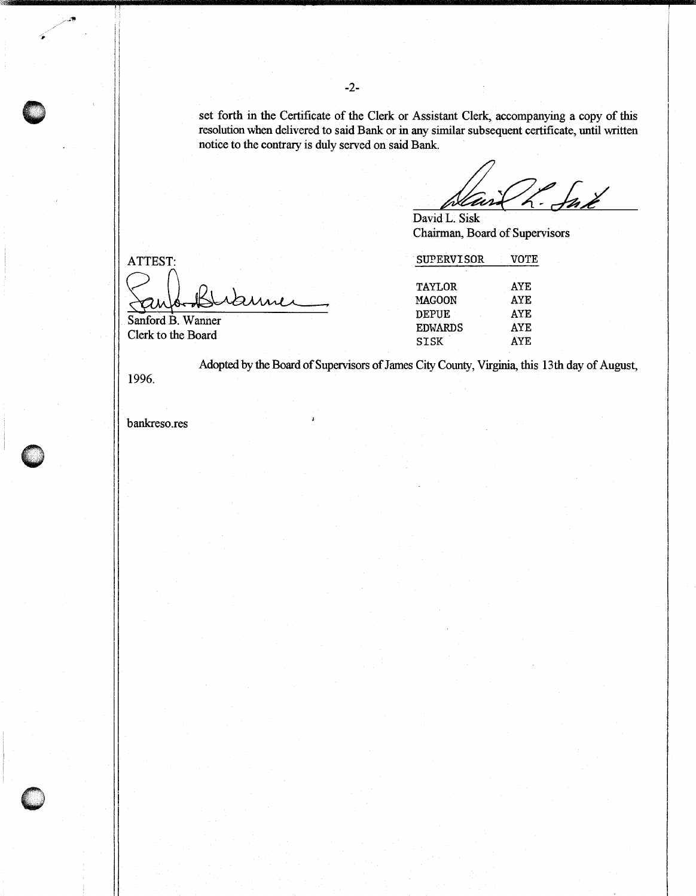set forth in the Certificate of the Clerk or Assistant Clerk, accompanying a copy of this resolution when delivered to said Bank or in any similar subsequent certificate, until written notice to the contrary is duly served on said Bank.

David L. Sisk
Chairman, Board of Supervisors

ATTEST:

Sanford B. Wanner
Clerk to the Board

| SUPERVISOR | VOTE |
|---|---|
| TAYLOR | AYE |
| MAGOON | AYE |
| DEPUE | AYE |
| EDWARDS | AYE |
| SISK | AYE |

Adopted by the Board of Supervisors of James City County, Virginia, this 13th day of August, 1996.

bankreso.res